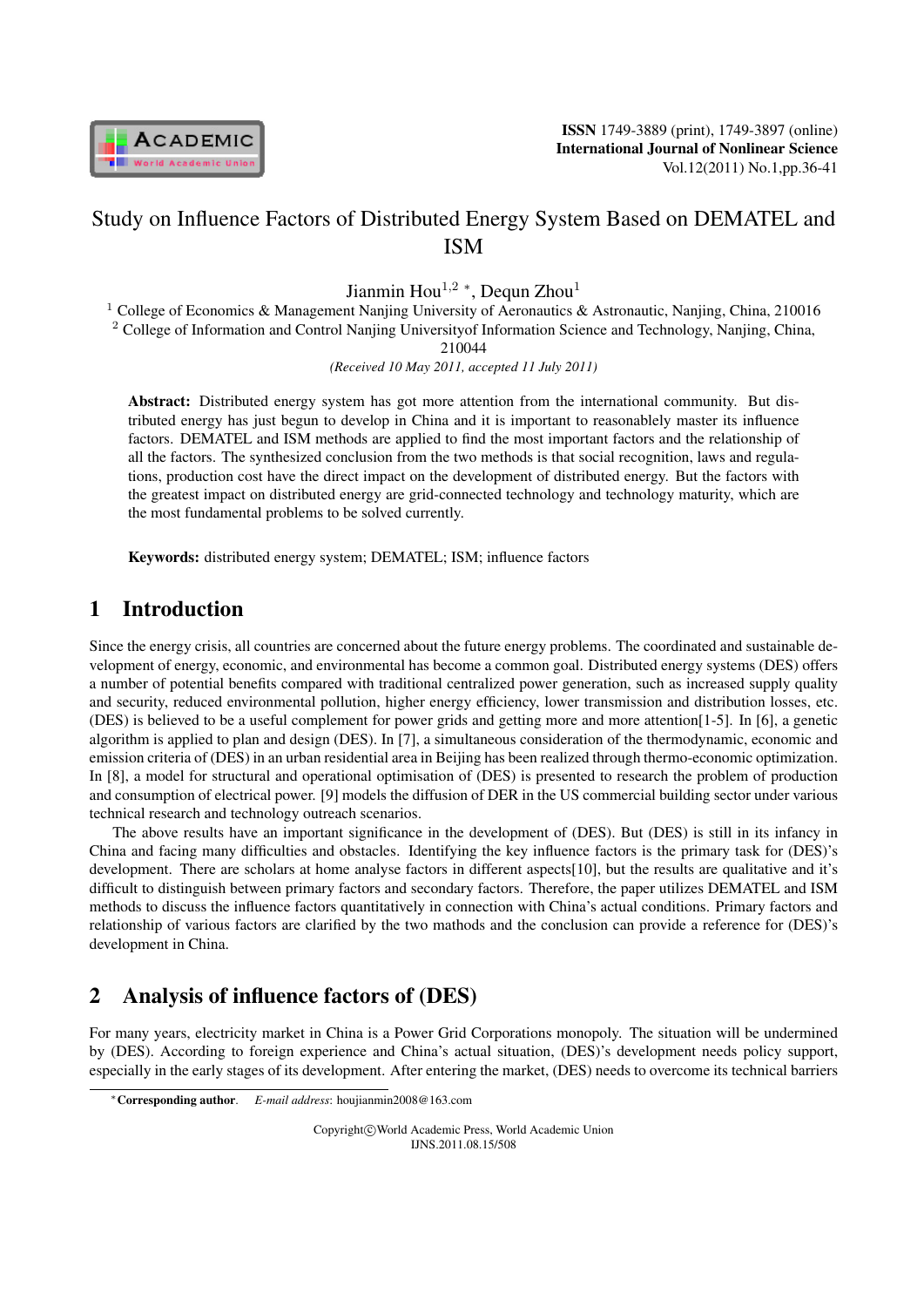# Study on Influence Factors of Distributed Energy System Based on DEMATEL and ISM

Jianmin Hou[1,2] *, Dequn Zhou[1]

[1] College of Economics & Management Nanjing University of Aeronautics & Astronautic, Nanjing, China, 210016

[2] College of Information and Control Nanjing Universityof Information Science and Technology, Nanjing, China, 210044

*(Received 10 May 2011, accepted 11 July 2011)*

**Abstract:** Distributed energy system has got more attention from the international community. But distributed energy has just begun to develop in China and it is important to reasonablely master its influence factors. DEMATEL and ISM methods are applied to find the most important factors and the relationship of all the factors. The synthesized conclusion from the two methods is that social recognition, laws and regulations, production cost have the direct impact on the development of distributed energy. But the factors with the greatest impact on distributed energy are grid-connected technology and technology maturity, which are the most fundamental problems to be solved currently.

**Keywords:** distributed energy system; DEMATEL; ISM; influence factors

## 1 Introduction

Since the energy crisis, all countries are concerned about the future energy problems. The coordinated and sustainable development of energy, economic, and environmental has become a common goal. Distributed energy systems (DES) offers a number of potential benefits compared with traditional centralized power generation, such as increased supply quality and security, reduced environmental pollution, higher energy efficiency, lower transmission and distribution losses, etc. (DES) is believed to be a useful complement for power grids and getting more and more attention[1-5]. In [6], a genetic algorithm is applied to plan and design (DES). In [7], a simultaneous consideration of the thermodynamic, economic and emission criteria of (DES) in an urban residential area in Beijing has been realized through thermo-economic optimization. In [8], a model for structural and operational optimisation of (DES) is presented to research the problem of production and consumption of electrical power. [9] models the diffusion of DER in the US commercial building sector under various technical research and technology outreach scenarios.

The above results have an important significance in the development of (DES). But (DES) is still in its infancy in China and facing many difficulties and obstacles. Identifying the key influence factors is the primary task for (DES)'s development. There are scholars at home analyse factors in different aspects[10], but the results are qualitative and it's difficult to distinguish between primary factors and secondary factors. Therefore, the paper utilizes DEMATEL and ISM methods to discuss the influence factors quantitatively in connection with China's actual conditions. Primary factors and relationship of various factors are clarified by the two mathods and the conclusion can provide a reference for (DES)'s development in China.

## 2 Analysis of influence factors of (DES)

For many years, electricity market in China is a Power Grid Corporations monopoly. The situation will be undermined by (DES). According to foreign experience and China's actual situation, (DES)'s development needs policy support, especially in the early stages of its development. After entering the market, (DES) needs to overcome its technical barriers

*Corresponding author. *E-mail address*: houjianmin2008@163.com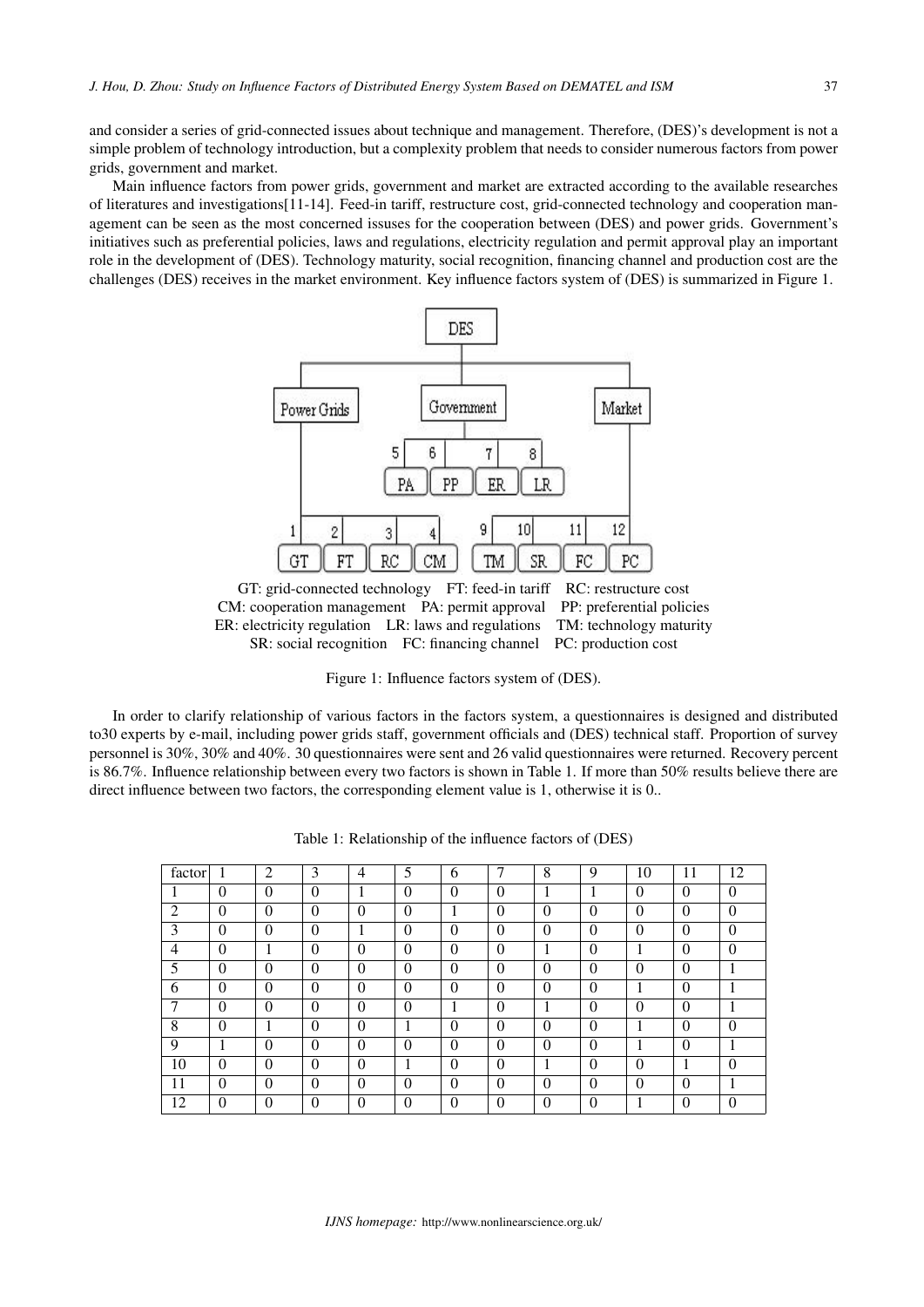and consider a series of grid-connected issues about technique and management. Therefore, (DES)'s development is not a simple problem of technology introduction, but a complexity problem that needs to consider numerous factors from power grids, government and market.

Main influence factors from power grids, government and market are extracted according to the available researches of literatures and investigations[11-14]. Feed-in tariff, restructure cost, grid-connected technology and cooperation management can be seen as the most concerned issuses for the cooperation between (DES) and power grids. Government's initiatives such as preferential policies, laws and regulations, electricity regulation and permit approval play an important role in the development of (DES). Technology maturity, social recognition, financing channel and production cost are the challenges (DES) receives in the market environment. Key influence factors system of (DES) is summarized in Figure 1.

GT: grid-connected technology FT: feed-in tariff RC: restructure cost
CM: cooperation management PA: permit approval PP: preferential policies
ER: electricity regulation LR: laws and regulations TM: technology maturity
SR: social recognition FC: financing channel PC: production cost

Figure 1: Influence factors system of (DES).

In order to clarify relationship of various factors in the factors system, a questionnaires is designed and distributed to30 experts by e-mail, including power grids staff, government officials and (DES) technical staff. Proportion of survey personnel is 30%, 30% and 40%. 30 questionnaires were sent and 26 valid questionnaires were returned. Recovery percent is 86.7%. Influence relationship between every two factors is shown in Table 1. If more than 50% results believe there are direct influence between two factors, the corresponding element value is 1, otherwise it is 0..

Table 1: Relationship of the influence factors of (DES)

| factor | 1 | 2 | 3 | 4 | 5 | 6 | 7 | 8 | 9 | 10 | 11 | 12 |
|---|---|---|---|---|---|---|---|---|---|---|---|---|
| 1 | 0 | 0 | 0 | 1 | 0 | 0 | 0 | 1 | 1 | 0 | 0 | 0 |
| 2 | 0 | 0 | 0 | 0 | 0 | 1 | 0 | 0 | 0 | 0 | 0 | 0 |
| 3 | 0 | 0 | 0 | 1 | 0 | 0 | 0 | 0 | 0 | 0 | 0 | 0 |
| 4 | 0 | 1 | 0 | 0 | 0 | 0 | 0 | 1 | 0 | 1 | 0 | 0 |
| 5 | 0 | 0 | 0 | 0 | 0 | 0 | 0 | 0 | 0 | 0 | 0 | 1 |
| 6 | 0 | 0 | 0 | 0 | 0 | 0 | 0 | 0 | 0 | 1 | 0 | 1 |
| 7 | 0 | 0 | 0 | 0 | 0 | 1 | 0 | 1 | 0 | 0 | 0 | 1 |
| 8 | 0 | 1 | 0 | 0 | 1 | 0 | 0 | 0 | 0 | 1 | 0 | 0 |
| 9 | 1 | 0 | 0 | 0 | 0 | 0 | 0 | 0 | 0 | 1 | 0 | 1 |
| 10 | 0 | 0 | 0 | 0 | 1 | 0 | 0 | 1 | 0 | 0 | 1 | 0 |
| 11 | 0 | 0 | 0 | 0 | 0 | 0 | 0 | 0 | 0 | 0 | 0 | 1 |
| 12 | 0 | 0 | 0 | 0 | 0 | 0 | 0 | 0 | 0 | 1 | 0 | 0 |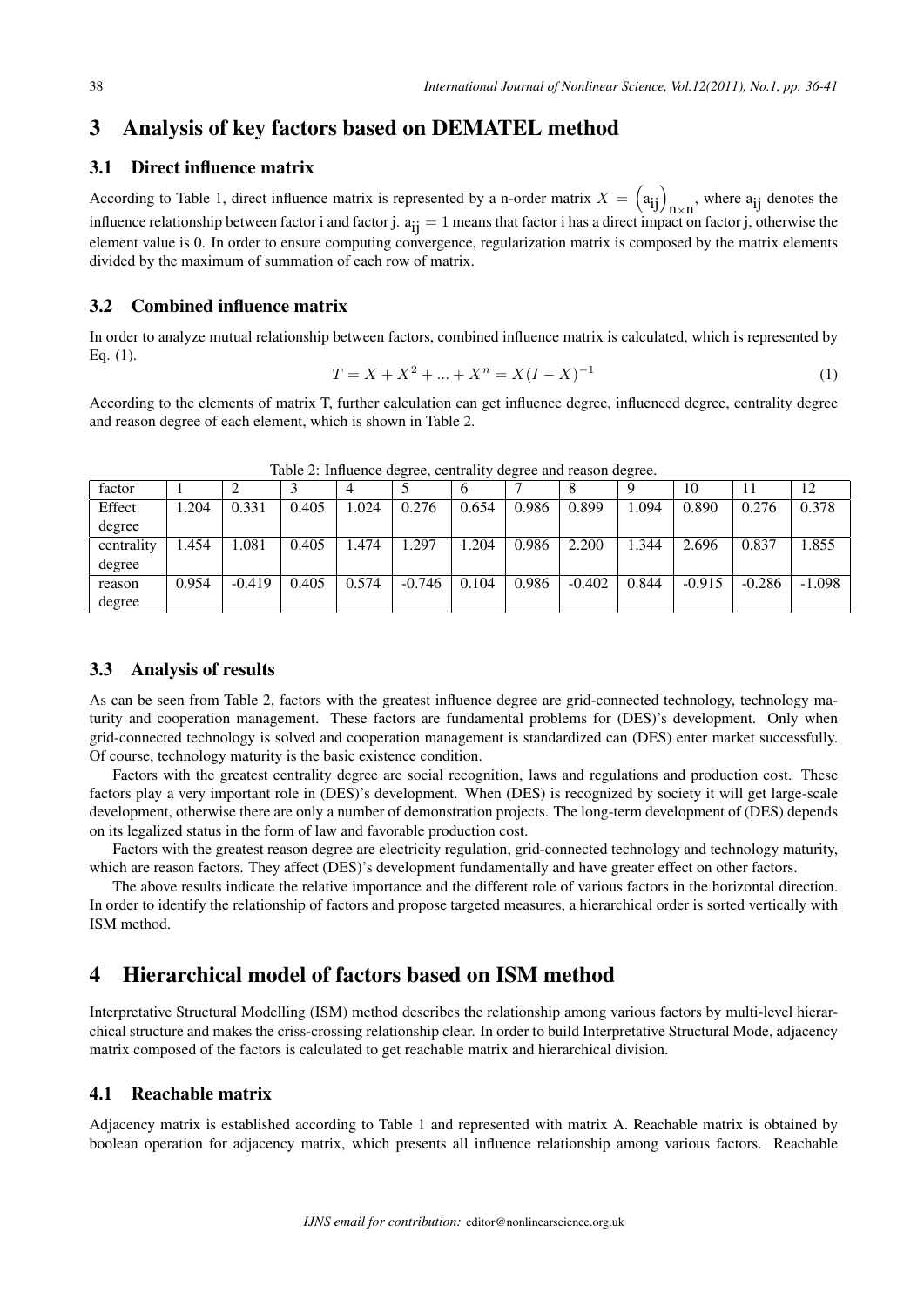## 3 Analysis of key factors based on DEMATEL method

### 3.1 Direct influence matrix

According to Table 1, direct influence matrix is represented by a n-order matrix $X = \left(a_{ij}\right)_{n\times n}$, where $a_{ij}$ denotes the influence relationship between factor i and factor j. $a_{ij} = 1$ means that factor i has a direct impact on factor j, otherwise the element value is 0. In order to ensure computing convergence, regularization matrix is composed by the matrix elements divided by the maximum of summation of each row of matrix.

### 3.2 Combined influence matrix

In order to analyze mutual relationship between factors, combined influence matrix is calculated, which is represented by Eq. (1).

$$T = X + X^2 + ... + X^n = X(I - X)^{-1} \tag{1}$$

According to the elements of matrix T, further calculation can get influence degree, influenced degree, centrality degree and reason degree of each element, which is shown in Table 2.

Table 2: Influence degree, centrality degree and reason degree.

| factor | 1 | 2 | 3 | 4 | 5 | 6 | 7 | 8 | 9 | 10 | 11 | 12 |
|---|---|---|---|---|---|---|---|---|---|---|---|---|
| Effect degree | 1.204 | 0.331 | 0.405 | 1.024 | 0.276 | 0.654 | 0.986 | 0.899 | 1.094 | 0.890 | 0.276 | 0.378 |
| centrality degree | 1.454 | 1.081 | 0.405 | 1.474 | 1.297 | 1.204 | 0.986 | 2.200 | 1.344 | 2.696 | 0.837 | 1.855 |
| reason degree | 0.954 | -0.419 | 0.405 | 0.574 | -0.746 | 0.104 | 0.986 | -0.402 | 0.844 | -0.915 | -0.286 | -1.098 |

### 3.3 Analysis of results

As can be seen from Table 2, factors with the greatest influence degree are grid-connected technology, technology maturity and cooperation management. These factors are fundamental problems for (DES)'s development. Only when grid-connected technology is solved and cooperation management is standardized can (DES) enter market successfully. Of course, technology maturity is the basic existence condition.

Factors with the greatest centrality degree are social recognition, laws and regulations and production cost. These factors play a very important role in (DES)'s development. When (DES) is recognized by society it will get large-scale development, otherwise there are only a number of demonstration projects. The long-term development of (DES) depends on its legalized status in the form of law and favorable production cost.

Factors with the greatest reason degree are electricity regulation, grid-connected technology and technology maturity, which are reason factors. They affect (DES)'s development fundamentally and have greater effect on other factors.

The above results indicate the relative importance and the different role of various factors in the horizontal direction. In order to identify the relationship of factors and propose targeted measures, a hierarchical order is sorted vertically with ISM method.

## 4 Hierarchical model of factors based on ISM method

Interpretative Structural Modelling (ISM) method describes the relationship among various factors by multi-level hierarchical structure and makes the criss-crossing relationship clear. In order to build Interpretative Structural Mode, adjacency matrix composed of the factors is calculated to get reachable matrix and hierarchical division.

### 4.1 Reachable matrix

Adjacency matrix is established according to Table 1 and represented with matrix A. Reachable matrix is obtained by boolean operation for adjacency matrix, which presents all influence relationship among various factors. Reachable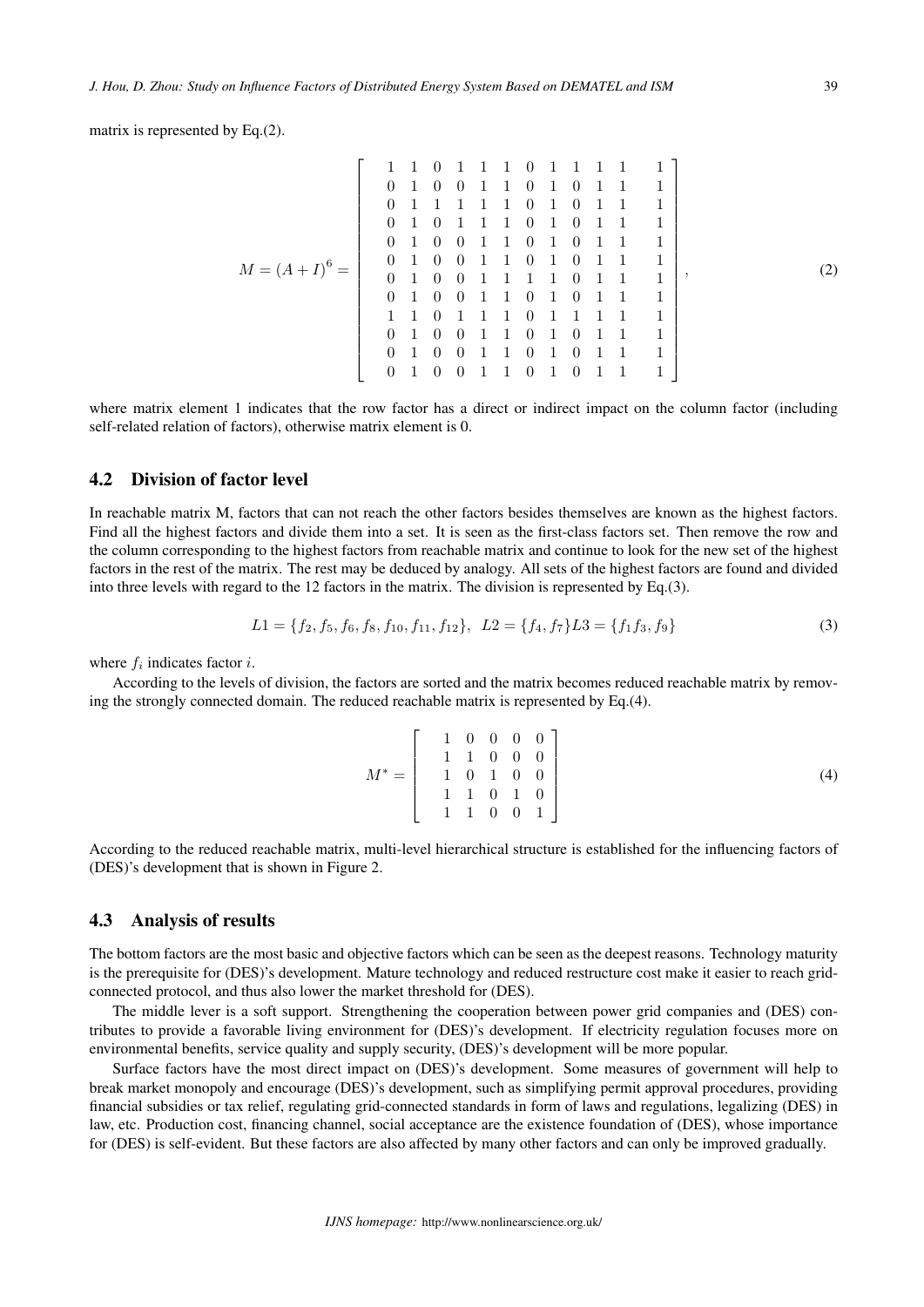matrix is represented by Eq.(2).

$$
M = (A+I)^6 = \left[ \begin{array}{cccccccccccc}
1 & 1 & 0 & 1 & 1 & 1 & 0 & 1 & 1 & 1 & 1 & 1 \\
0 & 1 & 0 & 0 & 1 & 1 & 0 & 1 & 0 & 1 & 1 & 1 \\
0 & 1 & 1 & 1 & 1 & 1 & 0 & 1 & 0 & 1 & 1 & 1 \\
0 & 1 & 0 & 1 & 1 & 1 & 0 & 1 & 0 & 1 & 1 & 1 \\
0 & 1 & 0 & 0 & 1 & 1 & 0 & 1 & 0 & 1 & 1 & 1 \\
0 & 1 & 0 & 0 & 1 & 1 & 0 & 1 & 0 & 1 & 1 & 1 \\
0 & 1 & 0 & 0 & 1 & 1 & 1 & 1 & 0 & 1 & 1 & 1 \\
0 & 1 & 0 & 0 & 1 & 1 & 0 & 1 & 0 & 1 & 1 & 1 \\
1 & 1 & 0 & 1 & 1 & 1 & 0 & 1 & 1 & 1 & 1 & 1 \\
0 & 1 & 0 & 0 & 1 & 1 & 0 & 1 & 0 & 1 & 1 & 1 \\
0 & 1 & 0 & 0 & 1 & 1 & 0 & 1 & 0 & 1 & 1 & 1 \\
0 & 1 & 0 & 0 & 1 & 1 & 0 & 1 & 0 & 1 & 1 & 1
\end{array} \right], \tag{2}
$$

where matrix element 1 indicates that the row factor has a direct or indirect impact on the column factor (including self-related relation of factors), otherwise matrix element is 0.

## 4.2 Division of factor level

In reachable matrix M, factors that can not reach the other factors besides themselves are known as the highest factors. Find all the highest factors and divide them into a set. It is seen as the first-class factors set. Then remove the row and the column corresponding to the highest factors from reachable matrix and continue to look for the new set of the highest factors in the rest of the matrix. The rest may be deduced by analogy. All sets of the highest factors are found and divided into three levels with regard to the 12 factors in the matrix. The division is represented by Eq.(3).

$$
L1 = \{f_2, f_5, f_6, f_8, f_{10}, f_{11}, f_{12}\}, \;\; L2 = \{f_4, f_7\} L3 = \{f_1 f_3, f_9\} \tag{3}
$$

where $f_i$ indicates factor $i$.

According to the levels of division, the factors are sorted and the matrix becomes reduced reachable matrix by removing the strongly connected domain. The reduced reachable matrix is represented by Eq.(4).

$$
M^* = \left[ \begin{array}{ccccc}
1 & 0 & 0 & 0 & 0 \\
1 & 1 & 0 & 0 & 0 \\
1 & 0 & 1 & 0 & 0 \\
1 & 1 & 0 & 1 & 0 \\
1 & 1 & 0 & 0 & 1
\end{array} \right] \tag{4}
$$

According to the reduced reachable matrix, multi-level hierarchical structure is established for the influencing factors of (DES)'s development that is shown in Figure 2.

## 4.3 Analysis of results

The bottom factors are the most basic and objective factors which can be seen as the deepest reasons. Technology maturity is the prerequisite for (DES)'s development. Mature technology and reduced restructure cost make it easier to reach grid-connected protocol, and thus also lower the market threshold for (DES).

The middle lever is a soft support. Strengthening the cooperation between power grid companies and (DES) contributes to provide a favorable living environment for (DES)'s development. If electricity regulation focuses more on environmental benefits, service quality and supply security, (DES)'s development will be more popular.

Surface factors have the most direct impact on (DES)'s development. Some measures of government will help to break market monopoly and encourage (DES)'s development, such as simplifying permit approval procedures, providing financial subsidies or tax relief, regulating grid-connected standards in form of laws and regulations, legalizing (DES) in law, etc. Production cost, financing channel, social acceptance are the existence foundation of (DES), whose importance for (DES) is self-evident. But these factors are also affected by many other factors and can only be improved gradually.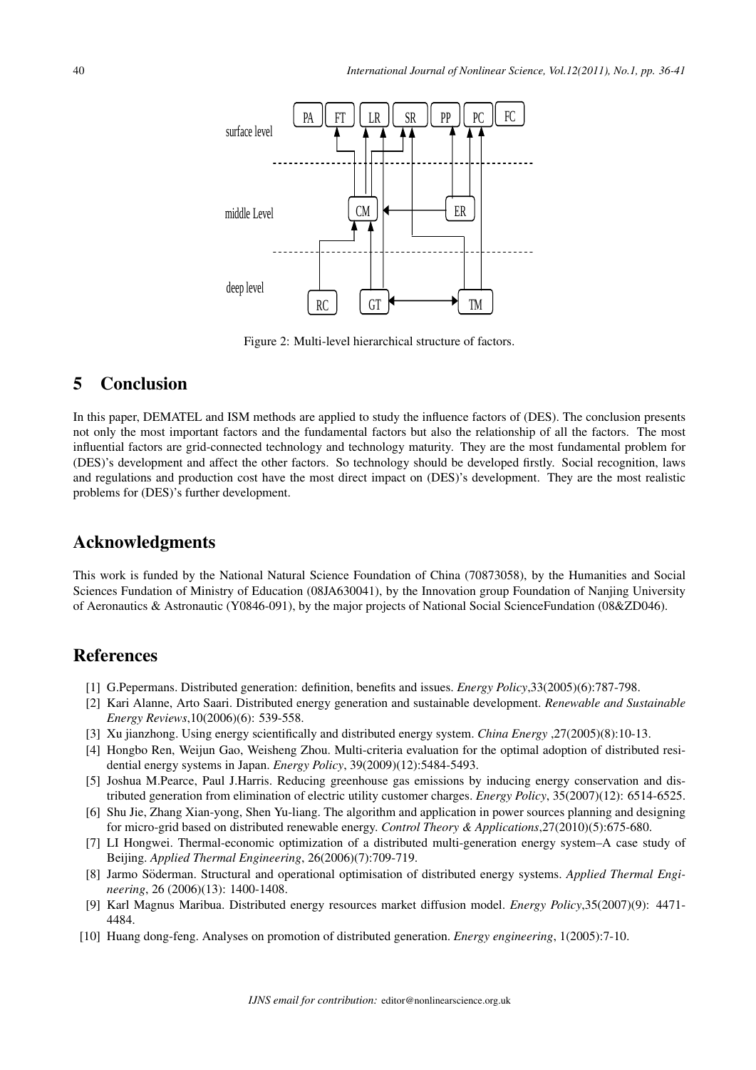Figure 2: Multi-level hierarchical structure of factors.

## 5 Conclusion

In this paper, DEMATEL and ISM methods are applied to study the influence factors of (DES). The conclusion presents not only the most important factors and the fundamental factors but also the relationship of all the factors. The most influential factors are grid-connected technology and technology maturity. They are the most fundamental problem for (DES)'s development and affect the other factors. So technology should be developed firstly. Social recognition, laws and regulations and production cost have the most direct impact on (DES)'s development. They are the most realistic problems for (DES)'s further development.

## Acknowledgments

This work is funded by the National Natural Science Foundation of China (70873058), by the Humanities and Social Sciences Fundation of Ministry of Education (08JA630041), by the Innovation group Foundation of Nanjing University of Aeronautics & Astronautic (Y0846-091), by the major projects of National Social ScienceFundation (08&ZD046).

## References

[1] G.Pepermans. Distributed generation: definition, benefits and issues. *Energy Policy*,33(2005)(6):787-798.

[2] Kari Alanne, Arto Saari. Distributed energy generation and sustainable development. *Renewable and Sustainable Energy Reviews*,10(2006)(6): 539-558.

[3] Xu jianzhong. Using energy scientifically and distributed energy system. *China Energy* ,27(2005)(8):10-13.

[4] Hongbo Ren, Weijun Gao, Weisheng Zhou. Multi-criteria evaluation for the optimal adoption of distributed residential energy systems in Japan. *Energy Policy*, 39(2009)(12):5484-5493.

[5] Joshua M.Pearce, Paul J.Harris. Reducing greenhouse gas emissions by inducing energy conservation and distributed generation from elimination of electric utility customer charges. *Energy Policy*, 35(2007)(12): 6514-6525.

[6] Shu Jie, Zhang Xian-yong, Shen Yu-liang. The algorithm and application in power sources planning and designing for micro-grid based on distributed renewable energy. *Control Theory & Applications*,27(2010)(5):675-680.

[7] LI Hongwei. Thermal-economic optimization of a distributed multi-generation energy system–A case study of Beijing. *Applied Thermal Engineering*, 26(2006)(7):709-719.

[8] Jarmo Söderman. Structural and operational optimisation of distributed energy systems. *Applied Thermal Engineering*, 26 (2006)(13): 1400-1408.

[9] Karl Magnus Maribua. Distributed energy resources market diffusion model. *Energy Policy*,35(2007)(9): 4471-4484.

[10] Huang dong-feng. Analyses on promotion of distributed generation. *Energy engineering*, 1(2005):7-10.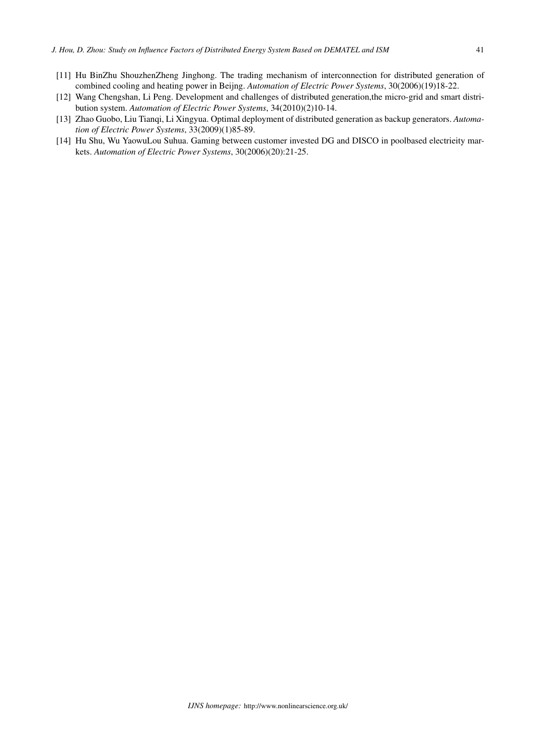[11] Hu BinZhu ShouzhenZheng Jinghong. The trading mechanism of interconnection for distributed generation of combined cooling and heating power in Beijng. *Automation of Electric Power Systems*, 30(2006)(19)18-22.

[12] Wang Chengshan, Li Peng. Development and challenges of distributed generation,the micro-grid and smart distribution system. *Automation of Electric Power Systems*, 34(2010)(2)10-14.

[13] Zhao Guobo, Liu Tianqi, Li Xingyua. Optimal deployment of distributed generation as backup generators. *Automation of Electric Power Systems*, 33(2009)(1)85-89.

[14] Hu Shu, Wu YaowuLou Suhua. Gaming between customer invested DG and DISCO in poolbased electrieity markets. *Automation of Electric Power Systems*, 30(2006)(20):21-25.